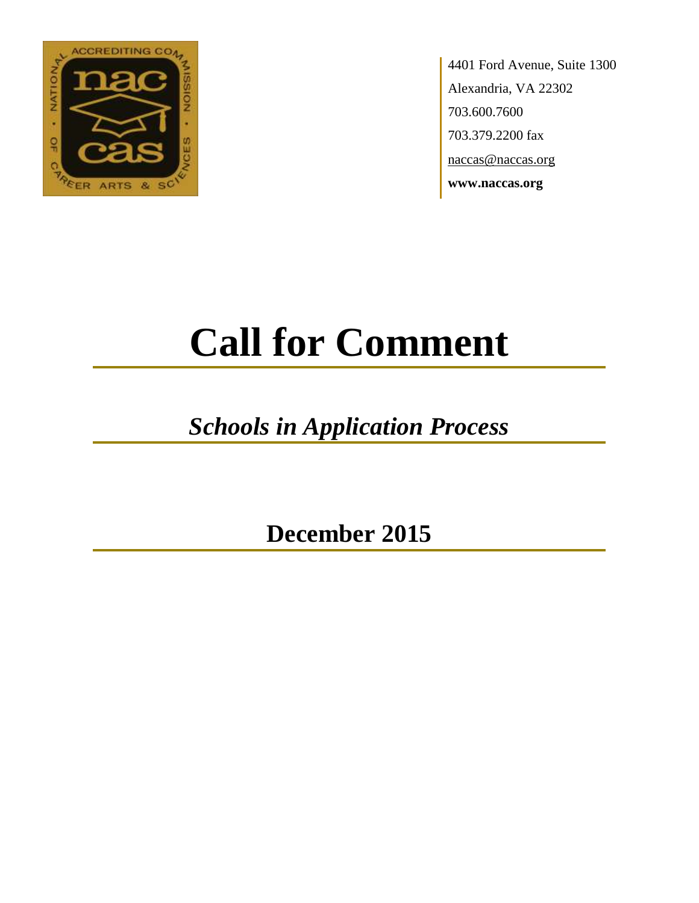4401 Ford Avenue, Suite 1300
Alexandria, VA 22302
703.600.7600
703.379.2200 fax
naccas@naccas.org
**www.naccas.org**

# Call for Comment

## *Schools in Application Process*

## December 2015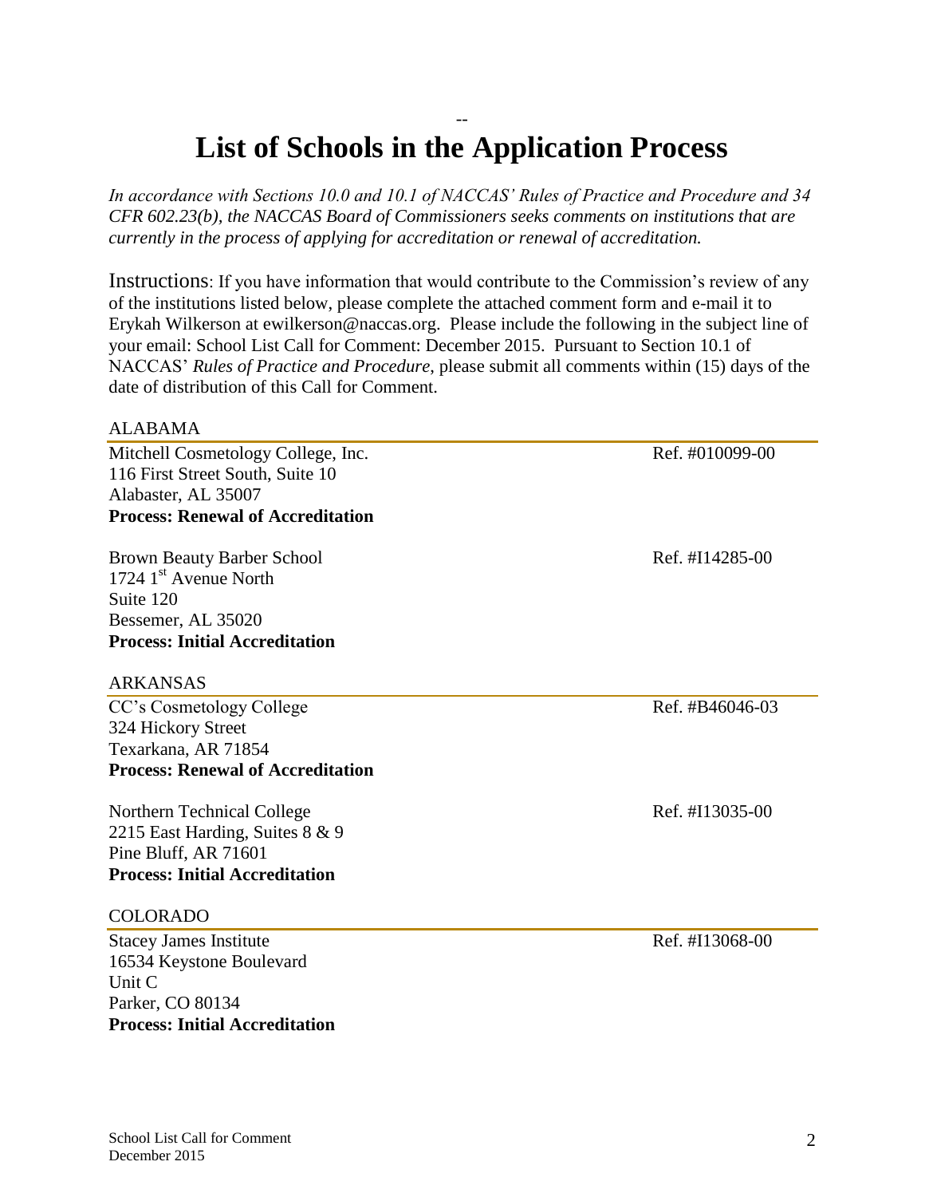--

# List of Schools in the Application Process

*In accordance with Sections 10.0 and 10.1 of NACCAS' Rules of Practice and Procedure and 34 CFR 602.23(b), the NACCAS Board of Commissioners seeks comments on institutions that are currently in the process of applying for accreditation or renewal of accreditation.*

Instructions: If you have information that would contribute to the Commission's review of any of the institutions listed below, please complete the attached comment form and e-mail it to Erykah Wilkerson at ewilkerson@naccas.org. Please include the following in the subject line of your email: School List Call for Comment: December 2015. Pursuant to Section 10.1 of NACCAS' *Rules of Practice and Procedure,* please submit all comments within (15) days of the date of distribution of this Call for Comment.

## ALABAMA

Mitchell Cosmetology College, Inc. — Ref. #010099-00
116 First Street South, Suite 10
Alabaster, AL 35007
**Process: Renewal of Accreditation**

Brown Beauty Barber School — Ref. #I14285-00
1724 1st Avenue North
Suite 120
Bessemer, AL 35020
**Process: Initial Accreditation**

## ARKANSAS

CC's Cosmetology College — Ref. #B46046-03
324 Hickory Street
Texarkana, AR 71854
**Process: Renewal of Accreditation**

Northern Technical College — Ref. #I13035-00
2215 East Harding, Suites 8 & 9
Pine Bluff, AR 71601
**Process: Initial Accreditation**

## COLORADO

Stacey James Institute — Ref. #I13068-00
16534 Keystone Boulevard
Unit C
Parker, CO 80134
**Process: Initial Accreditation**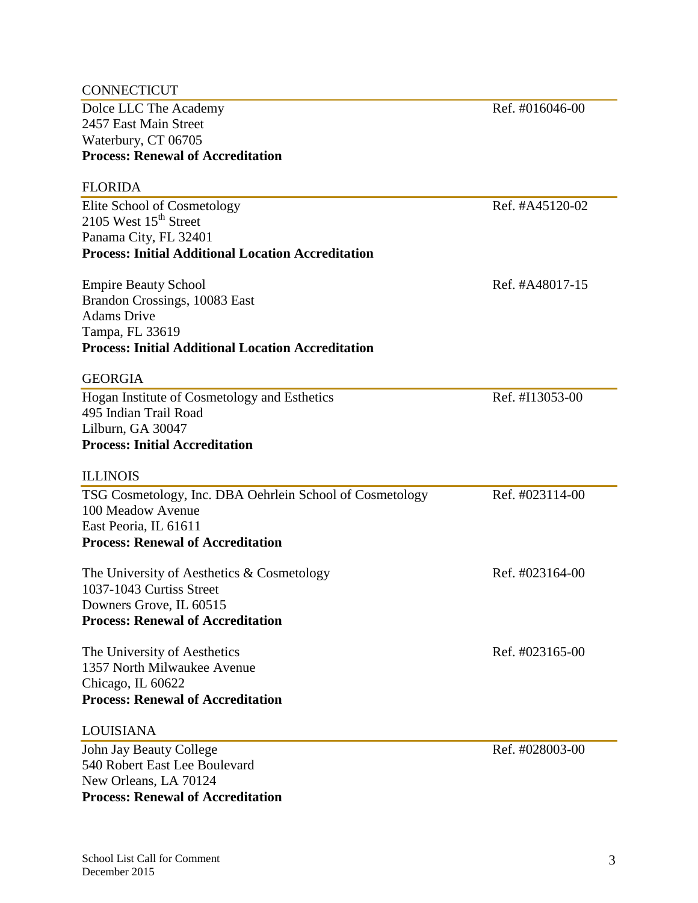## CONNECTICUT

Dolce LLC The Academy — Ref. #016046-00
2457 East Main Street
Waterbury, CT 06705
**Process: Renewal of Accreditation**

## FLORIDA

Elite School of Cosmetology — Ref. #A45120-02
2105 West 15th Street
Panama City, FL 32401
**Process: Initial Additional Location Accreditation**

Empire Beauty School — Ref. #A48017-15
Brandon Crossings, 10083 East
Adams Drive
Tampa, FL 33619
**Process: Initial Additional Location Accreditation**

## GEORGIA

Hogan Institute of Cosmetology and Esthetics — Ref. #I13053-00
495 Indian Trail Road
Lilburn, GA 30047
**Process: Initial Accreditation**

## ILLINOIS

TSG Cosmetology, Inc. DBA Oehrlein School of Cosmetology — Ref. #023114-00
100 Meadow Avenue
East Peoria, IL 61611
**Process: Renewal of Accreditation**

The University of Aesthetics & Cosmetology — Ref. #023164-00
1037-1043 Curtiss Street
Downers Grove, IL 60515
**Process: Renewal of Accreditation**

The University of Aesthetics — Ref. #023165-00
1357 North Milwaukee Avenue
Chicago, IL 60622
**Process: Renewal of Accreditation**

## LOUISIANA

John Jay Beauty College — Ref. #028003-00
540 Robert East Lee Boulevard
New Orleans, LA 70124
**Process: Renewal of Accreditation**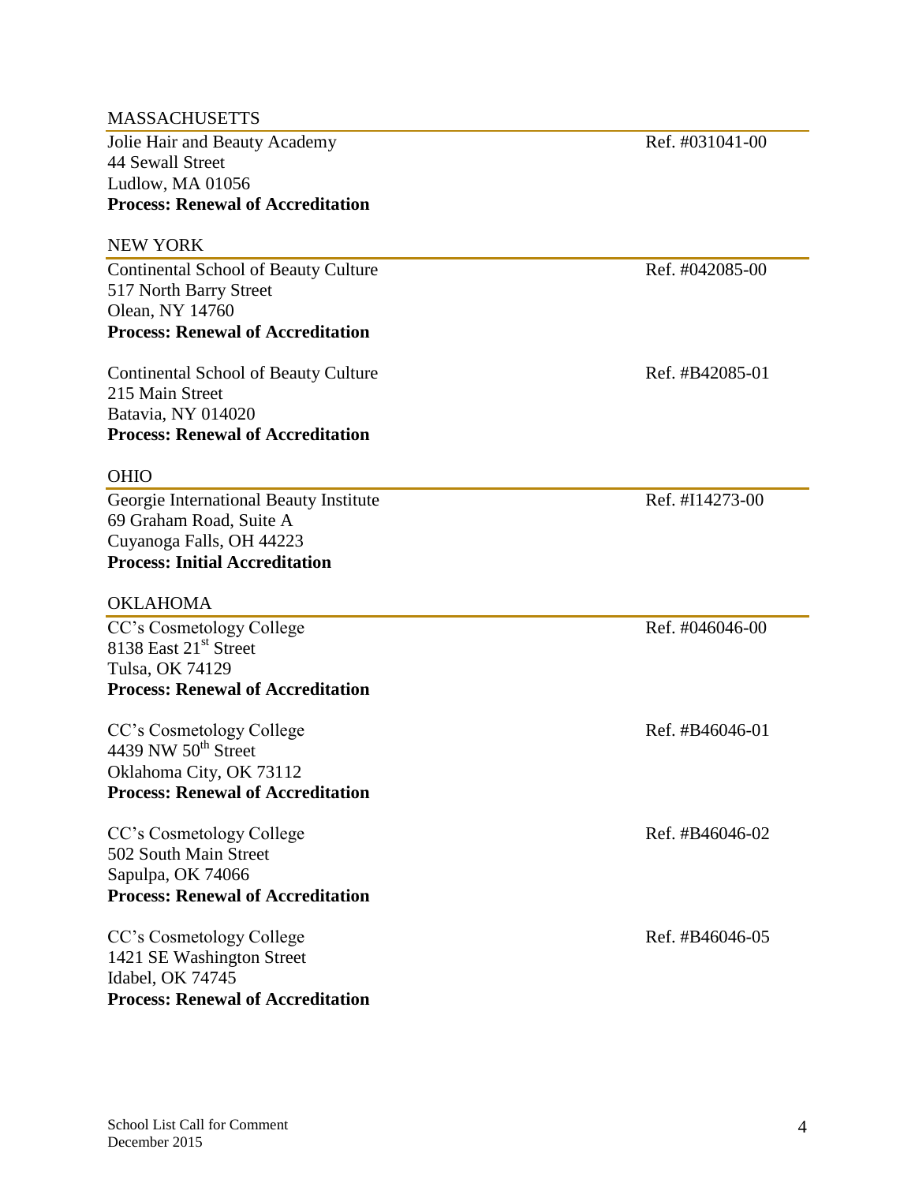## MASSACHUSETTS

Jolie Hair and Beauty Academy — Ref. #031041-00
44 Sewall Street
Ludlow, MA 01056
**Process: Renewal of Accreditation**

## NEW YORK

Continental School of Beauty Culture — Ref. #042085-00
517 North Barry Street
Olean, NY 14760
**Process: Renewal of Accreditation**

Continental School of Beauty Culture — Ref. #B42085-01
215 Main Street
Batavia, NY 014020
**Process: Renewal of Accreditation**

## OHIO

Georgie International Beauty Institute — Ref. #I14273-00
69 Graham Road, Suite A
Cuyanoga Falls, OH 44223
**Process: Initial Accreditation**

## OKLAHOMA

CC's Cosmetology College — Ref. #046046-00
8138 East 21st Street
Tulsa, OK 74129
**Process: Renewal of Accreditation**

CC's Cosmetology College — Ref. #B46046-01
4439 NW 50th Street
Oklahoma City, OK 73112
**Process: Renewal of Accreditation**

CC's Cosmetology College — Ref. #B46046-02
502 South Main Street
Sapulpa, OK 74066
**Process: Renewal of Accreditation**

CC's Cosmetology College — Ref. #B46046-05
1421 SE Washington Street
Idabel, OK 74745
**Process: Renewal of Accreditation**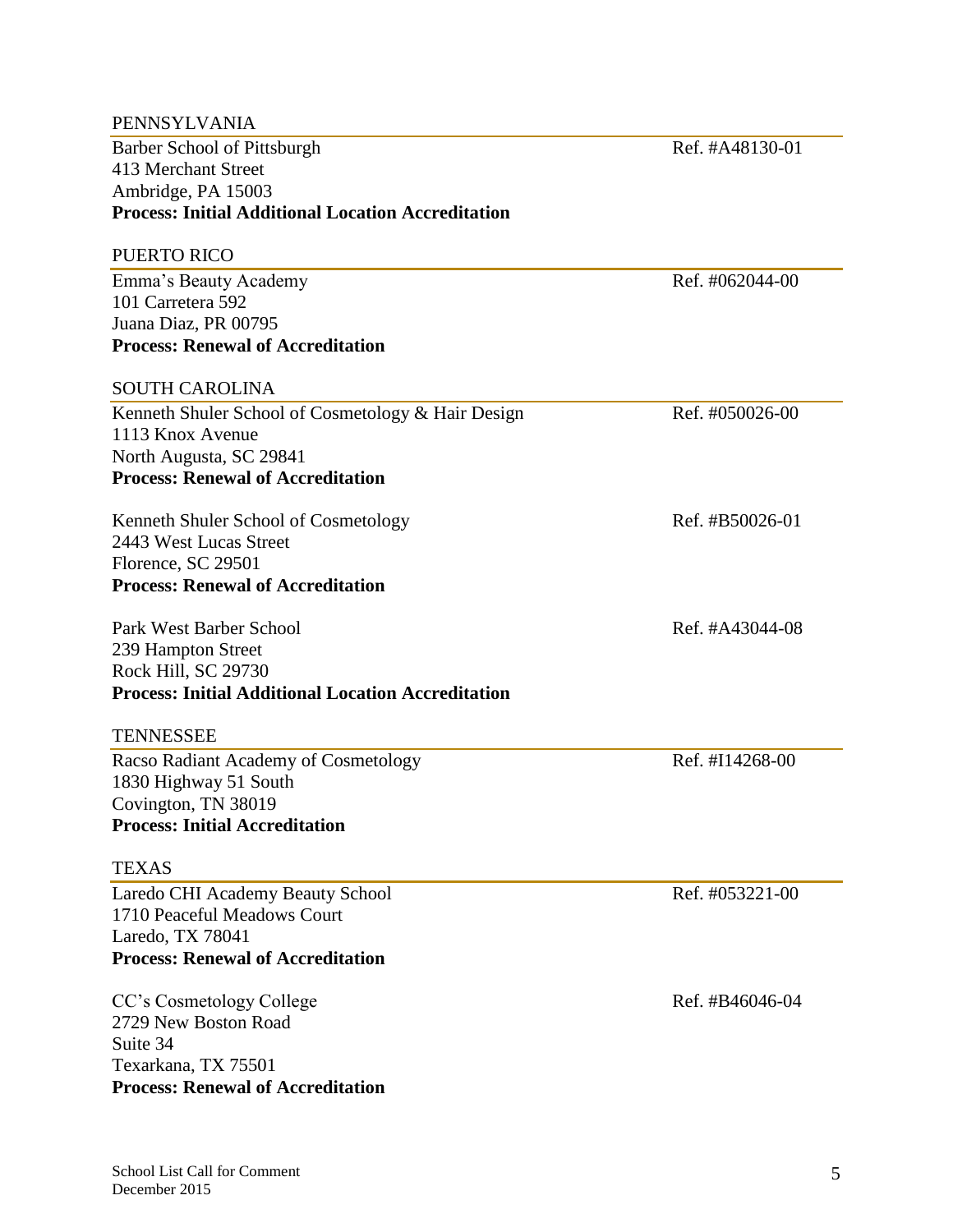## PENNSYLVANIA

Barber School of Pittsburgh — Ref. #A48130-01
413 Merchant Street
Ambridge, PA 15003
**Process: Initial Additional Location Accreditation**

## PUERTO RICO

Emma's Beauty Academy — Ref. #062044-00
101 Carretera 592
Juana Diaz, PR 00795
**Process: Renewal of Accreditation**

## SOUTH CAROLINA

Kenneth Shuler School of Cosmetology & Hair Design — Ref. #050026-00
1113 Knox Avenue
North Augusta, SC 29841
**Process: Renewal of Accreditation**

Kenneth Shuler School of Cosmetology — Ref. #B50026-01
2443 West Lucas Street
Florence, SC 29501
**Process: Renewal of Accreditation**

Park West Barber School — Ref. #A43044-08
239 Hampton Street
Rock Hill, SC 29730
**Process: Initial Additional Location Accreditation**

## TENNESSEE

Racso Radiant Academy of Cosmetology — Ref. #I14268-00
1830 Highway 51 South
Covington, TN 38019
**Process: Initial Accreditation**

## TEXAS

Laredo CHI Academy Beauty School — Ref. #053221-00
1710 Peaceful Meadows Court
Laredo, TX 78041
**Process: Renewal of Accreditation**

CC's Cosmetology College — Ref. #B46046-04
2729 New Boston Road
Suite 34
Texarkana, TX 75501
**Process: Renewal of Accreditation**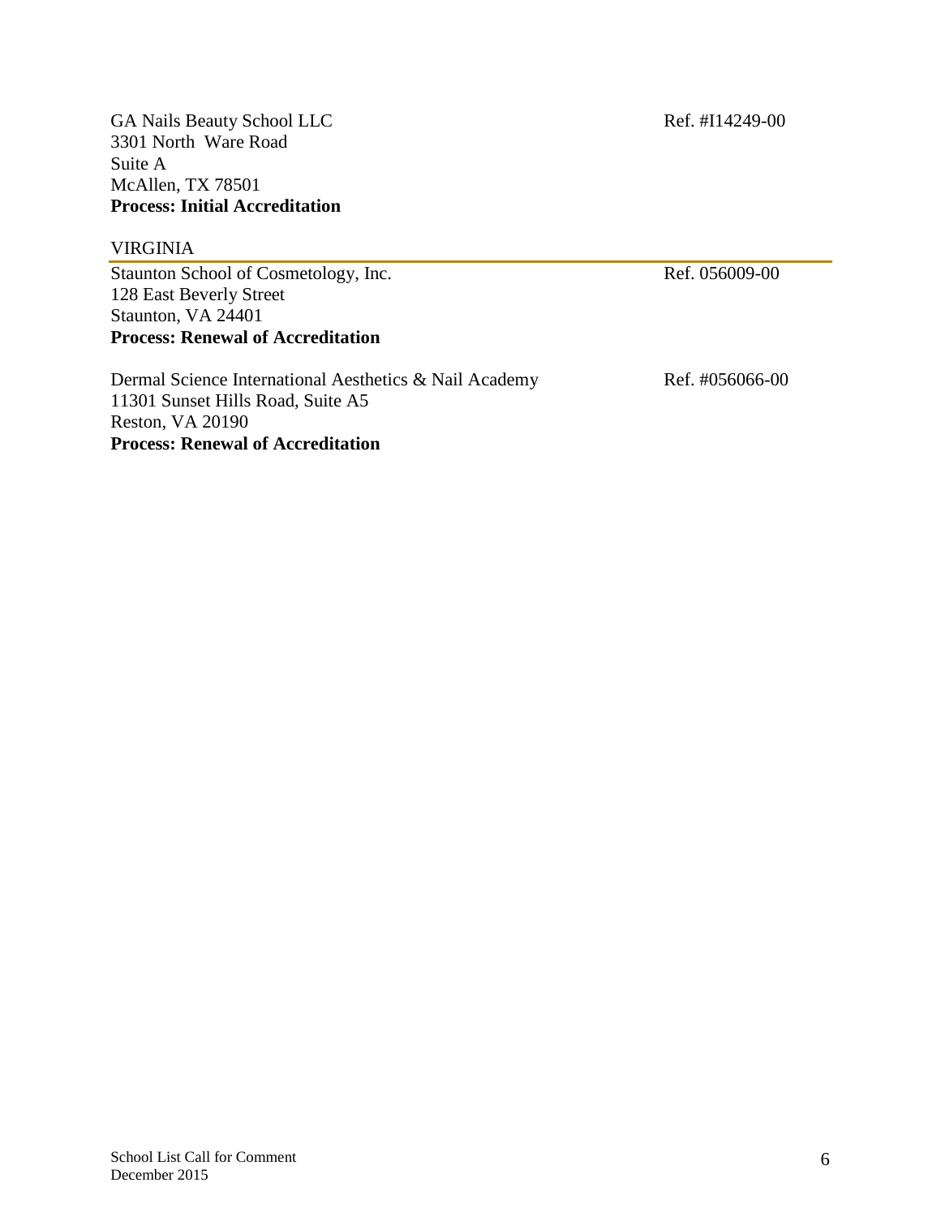GA Nails Beauty School LLC  
3301 North Ware Road  
Suite A  
McAllen, TX 78501  
**Process: Initial Accreditation**

Ref. #I14249-00

## VIRGINIA

Staunton School of Cosmetology, Inc.  
128 East Beverly Street  
Staunton, VA 24401  
**Process: Renewal of Accreditation**

Ref. 056009-00

Dermal Science International Aesthetics & Nail Academy  
11301 Sunset Hills Road, Suite A5  
Reston, VA 20190  
**Process: Renewal of Accreditation**

Ref. #056066-00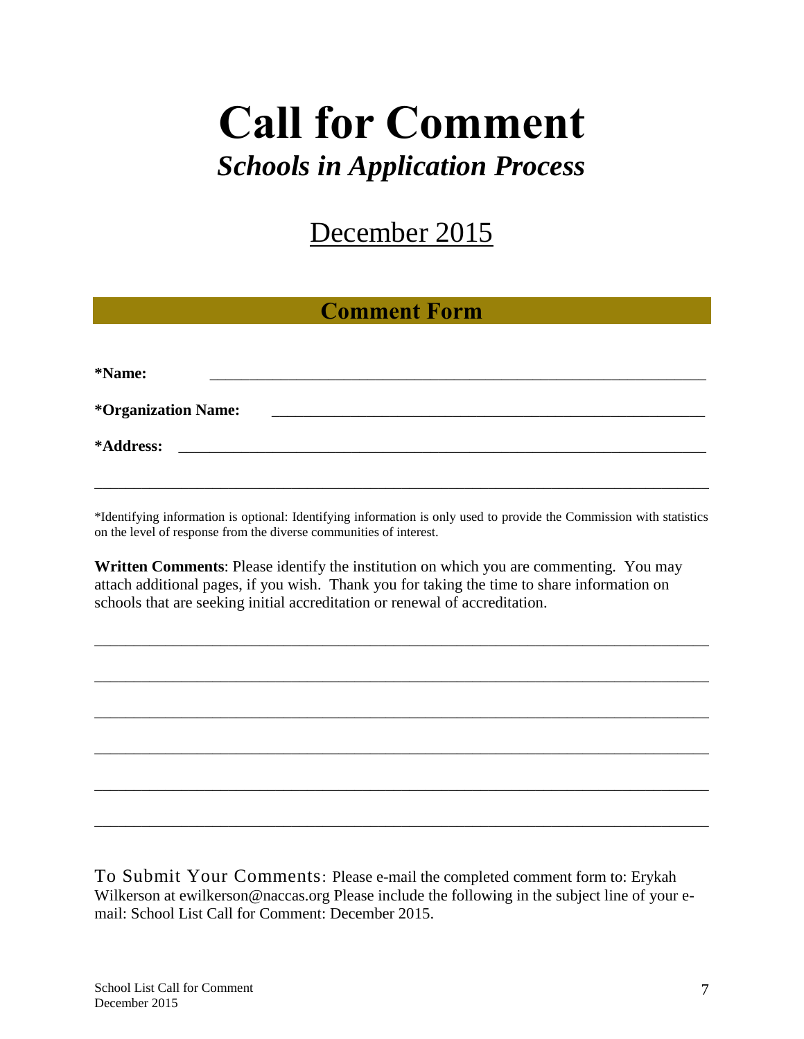# Call for Comment

## *Schools in Application Process*

December 2015

## Comment Form

**\*Name:** ____________________________________________________________

**\*Organization Name:** ____________________________________________________

**\*Address:** _______________________________________________________________

_____________________________________________________________________________

\*Identifying information is optional: Identifying information is only used to provide the Commission with statistics on the level of response from the diverse communities of interest.

**Written Comments**: Please identify the institution on which you are commenting. You may attach additional pages, if you wish. Thank you for taking the time to share information on schools that are seeking initial accreditation or renewal of accreditation.

_____________________________________________________________________________

_____________________________________________________________________________

_____________________________________________________________________________

_____________________________________________________________________________

_____________________________________________________________________________

_____________________________________________________________________________

To Submit Your Comments: Please e-mail the completed comment form to: Erykah Wilkerson at ewilkerson@naccas.org Please include the following in the subject line of your e-mail: School List Call for Comment: December 2015.